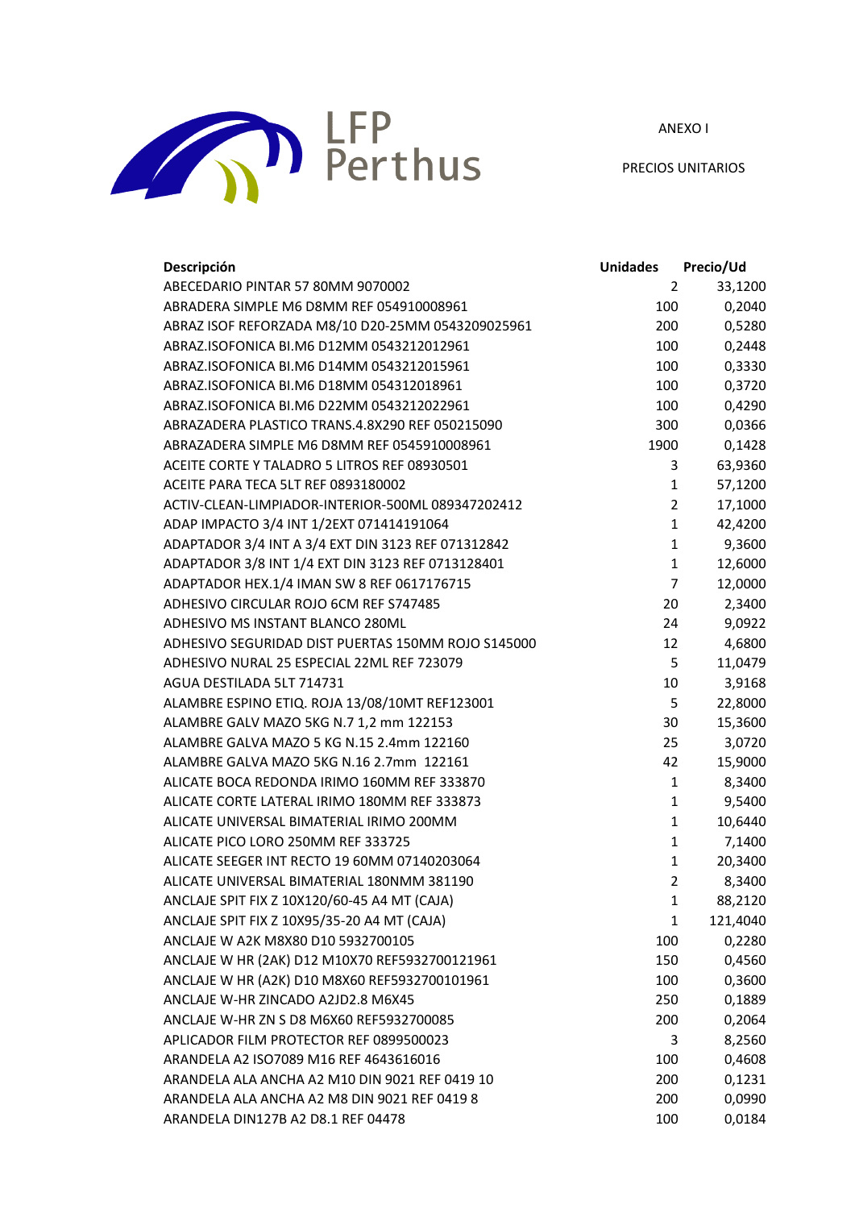LFP Perthus

ANEXO I

PRECIOS UNITARIOS

| Descripción | Unidades | Precio/Ud |
|---|---|---|
| ABECEDARIO PINTAR 57 80MM 9070002 | 2 | 33,1200 |
| ABRADERA SIMPLE M6 D8MM REF 054910008961 | 100 | 0,2040 |
| ABRAZ ISOF REFORZADA M8/10 D20-25MM 0543209025961 | 200 | 0,5280 |
| ABRAZ.ISOFONICA BI.M6 D12MM 0543212012961 | 100 | 0,2448 |
| ABRAZ.ISOFONICA BI.M6 D14MM 0543212015961 | 100 | 0,3330 |
| ABRAZ.ISOFONICA BI.M6 D18MM 054312018961 | 100 | 0,3720 |
| ABRAZ.ISOFONICA BI.M6 D22MM 0543212022961 | 100 | 0,4290 |
| ABRAZADERA PLASTICO TRANS.4.8X290 REF 050215090 | 300 | 0,0366 |
| ABRAZADERA SIMPLE M6 D8MM REF 0545910008961 | 1900 | 0,1428 |
| ACEITE CORTE Y TALADRO 5 LITROS REF 08930501 | 3 | 63,9360 |
| ACEITE PARA TECA 5LT REF 0893180002 | 1 | 57,1200 |
| ACTIV-CLEAN-LIMPIADOR-INTERIOR-500ML 089347202412 | 2 | 17,1000 |
| ADAP IMPACTO 3/4 INT 1/2EXT 071414191064 | 1 | 42,4200 |
| ADAPTADOR 3/4 INT A 3/4 EXT DIN 3123 REF 071312842 | 1 | 9,3600 |
| ADAPTADOR 3/8 INT 1/4 EXT DIN 3123 REF 0713128401 | 1 | 12,6000 |
| ADAPTADOR HEX.1/4 IMAN SW 8 REF 0617176715 | 7 | 12,0000 |
| ADHESIVO CIRCULAR ROJO 6CM REF S747485 | 20 | 2,3400 |
| ADHESIVO MS INSTANT BLANCO 280ML | 24 | 9,0922 |
| ADHESIVO SEGURIDAD DIST PUERTAS 150MM ROJO S145000 | 12 | 4,6800 |
| ADHESIVO NURAL 25 ESPECIAL 22ML REF 723079 | 5 | 11,0479 |
| AGUA DESTILADA 5LT 714731 | 10 | 3,9168 |
| ALAMBRE ESPINO ETIQ. ROJA 13/08/10MT REF123001 | 5 | 22,8000 |
| ALAMBRE GALV MAZO 5KG N.7 1,2 mm 122153 | 30 | 15,3600 |
| ALAMBRE GALVA MAZO 5 KG N.15 2.4mm 122160 | 25 | 3,0720 |
| ALAMBRE GALVA MAZO 5KG N.16 2.7mm 122161 | 42 | 15,9000 |
| ALICATE BOCA REDONDA IRIMO 160MM REF 333870 | 1 | 8,3400 |
| ALICATE CORTE LATERAL IRIMO 180MM REF 333873 | 1 | 9,5400 |
| ALICATE UNIVERSAL BIMATERIAL IRIMO 200MM | 1 | 10,6440 |
| ALICATE PICO LORO 250MM REF 333725 | 1 | 7,1400 |
| ALICATE SEEGER INT RECTO 19 60MM 07140203064 | 1 | 20,3400 |
| ALICATE UNIVERSAL BIMATERIAL 180NMM 381190 | 2 | 8,3400 |
| ANCLAJE SPIT FIX Z 10X120/60-45 A4 MT (CAJA) | 1 | 88,2120 |
| ANCLAJE SPIT FIX Z 10X95/35-20 A4 MT (CAJA) | 1 | 121,4040 |
| ANCLAJE W A2K M8X80 D10 5932700105 | 100 | 0,2280 |
| ANCLAJE W HR (2AK) D12 M10X70 REF5932700121961 | 150 | 0,4560 |
| ANCLAJE W HR (A2K) D10 M8X60 REF5932700101961 | 100 | 0,3600 |
| ANCLAJE W-HR ZINCADO A2JD2.8 M6X45 | 250 | 0,1889 |
| ANCLAJE W-HR ZN S D8 M6X60 REF5932700085 | 200 | 0,2064 |
| APLICADOR FILM PROTECTOR REF 0899500023 | 3 | 8,2560 |
| ARANDELA A2 ISO7089 M16 REF 4643616016 | 100 | 0,4608 |
| ARANDELA ALA ANCHA A2 M10 DIN 9021 REF 0419 10 | 200 | 0,1231 |
| ARANDELA ALA ANCHA A2 M8 DIN 9021 REF 0419 8 | 200 | 0,0990 |
| ARANDELA DIN127B A2 D8.1 REF 04478 | 100 | 0,0184 |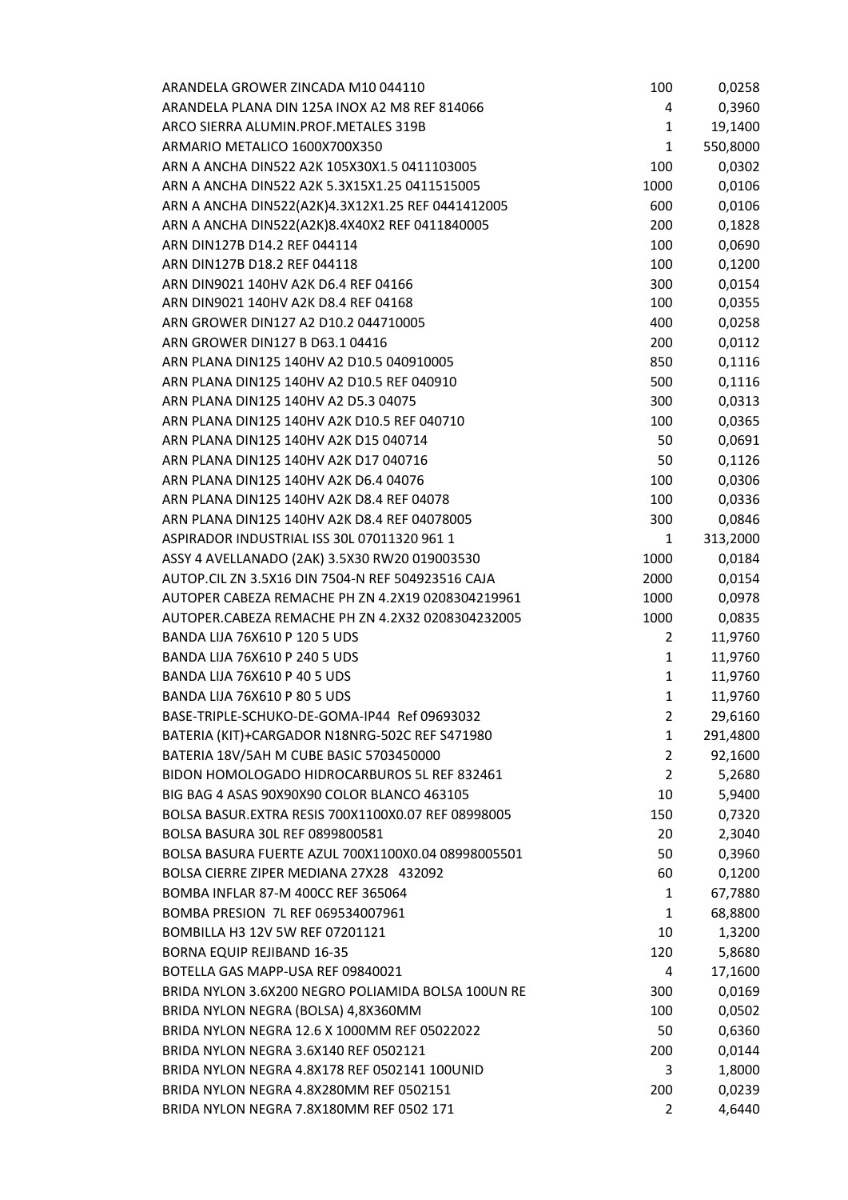| | | |
|---|---|---|
| ARANDELA GROWER ZINCADA M10 044110 | 100 | 0,0258 |
| ARANDELA PLANA DIN 125A INOX A2 M8 REF 814066 | 4 | 0,3960 |
| ARCO SIERRA ALUMIN.PROF.METALES 319B | 1 | 19,1400 |
| ARMARIO METALICO 1600X700X350 | 1 | 550,8000 |
| ARN A ANCHA DIN522 A2K 105X30X1.5 0411103005 | 100 | 0,0302 |
| ARN A ANCHA DIN522 A2K 5.3X15X1.25 0411515005 | 1000 | 0,0106 |
| ARN A ANCHA DIN522(A2K)4.3X12X1.25 REF 0441412005 | 600 | 0,0106 |
| ARN A ANCHA DIN522(A2K)8.4X40X2 REF 0411840005 | 200 | 0,1828 |
| ARN DIN127B D14.2 REF 044114 | 100 | 0,0690 |
| ARN DIN127B D18.2 REF 044118 | 100 | 0,1200 |
| ARN DIN9021 140HV A2K D6.4 REF 04166 | 300 | 0,0154 |
| ARN DIN9021 140HV A2K D8.4 REF 04168 | 100 | 0,0355 |
| ARN GROWER DIN127 A2 D10.2 044710005 | 400 | 0,0258 |
| ARN GROWER DIN127 B D63.1 04416 | 200 | 0,0112 |
| ARN PLANA DIN125 140HV A2 D10.5 040910005 | 850 | 0,1116 |
| ARN PLANA DIN125 140HV A2 D10.5 REF 040910 | 500 | 0,1116 |
| ARN PLANA DIN125 140HV A2 D5.3 04075 | 300 | 0,0313 |
| ARN PLANA DIN125 140HV A2K D10.5 REF 040710 | 100 | 0,0365 |
| ARN PLANA DIN125 140HV A2K D15 040714 | 50 | 0,0691 |
| ARN PLANA DIN125 140HV A2K D17 040716 | 50 | 0,1126 |
| ARN PLANA DIN125 140HV A2K D6.4 04076 | 100 | 0,0306 |
| ARN PLANA DIN125 140HV A2K D8.4 REF 04078 | 100 | 0,0336 |
| ARN PLANA DIN125 140HV A2K D8.4 REF 04078005 | 300 | 0,0846 |
| ASPIRADOR INDUSTRIAL ISS 30L 07011320 961 1 | 1 | 313,2000 |
| ASSY 4 AVELLANADO (2AK) 3.5X30 RW20 019003530 | 1000 | 0,0184 |
| AUTOP.CIL ZN 3.5X16 DIN 7504-N REF 504923516 CAJA | 2000 | 0,0154 |
| AUTOPER CABEZA REMACHE PH ZN 4.2X19 0208304219961 | 1000 | 0,0978 |
| AUTOPER.CABEZA REMACHE PH ZN 4.2X32 0208304232005 | 1000 | 0,0835 |
| BANDA LIJA 76X610 P 120 5 UDS | 2 | 11,9760 |
| BANDA LIJA 76X610 P 240 5 UDS | 1 | 11,9760 |
| BANDA LIJA 76X610 P 40 5 UDS | 1 | 11,9760 |
| BANDA LIJA 76X610 P 80 5 UDS | 1 | 11,9760 |
| BASE-TRIPLE-SCHUKO-DE-GOMA-IP44 Ref 09693032 | 2 | 29,6160 |
| BATERIA (KIT)+CARGADOR N18NRG-502C REF S471980 | 1 | 291,4800 |
| BATERIA 18V/5AH M CUBE BASIC 5703450000 | 2 | 92,1600 |
| BIDON HOMOLOGADO HIDROCARBUROS 5L REF 832461 | 2 | 5,2680 |
| BIG BAG 4 ASAS 90X90X90 COLOR BLANCO 463105 | 10 | 5,9400 |
| BOLSA BASUR.EXTRA RESIS 700X1100X0.07 REF 08998005 | 150 | 0,7320 |
| BOLSA BASURA 30L REF 0899800581 | 20 | 2,3040 |
| BOLSA BASURA FUERTE AZUL 700X1100X0.04 08998005501 | 50 | 0,3960 |
| BOLSA CIERRE ZIPER MEDIANA 27X28 432092 | 60 | 0,1200 |
| BOMBA INFLAR 87-M 400CC REF 365064 | 1 | 67,7880 |
| BOMBA PRESION 7L REF 069534007961 | 1 | 68,8800 |
| BOMBILLA H3 12V 5W REF 07201121 | 10 | 1,3200 |
| BORNA EQUIP REJIBAND 16-35 | 120 | 5,8680 |
| BOTELLA GAS MAPP-USA REF 09840021 | 4 | 17,1600 |
| BRIDA NYLON 3.6X200 NEGRO POLIAMIDA BOLSA 100UN RE | 300 | 0,0169 |
| BRIDA NYLON NEGRA (BOLSA) 4,8X360MM | 100 | 0,0502 |
| BRIDA NYLON NEGRA 12.6 X 1000MM REF 05022022 | 50 | 0,6360 |
| BRIDA NYLON NEGRA 3.6X140 REF 0502121 | 200 | 0,0144 |
| BRIDA NYLON NEGRA 4.8X178 REF 0502141 100UNID | 3 | 1,8000 |
| BRIDA NYLON NEGRA 4.8X280MM REF 0502151 | 200 | 0,0239 |
| BRIDA NYLON NEGRA 7.8X180MM REF 0502 171 | 2 | 4,6440 |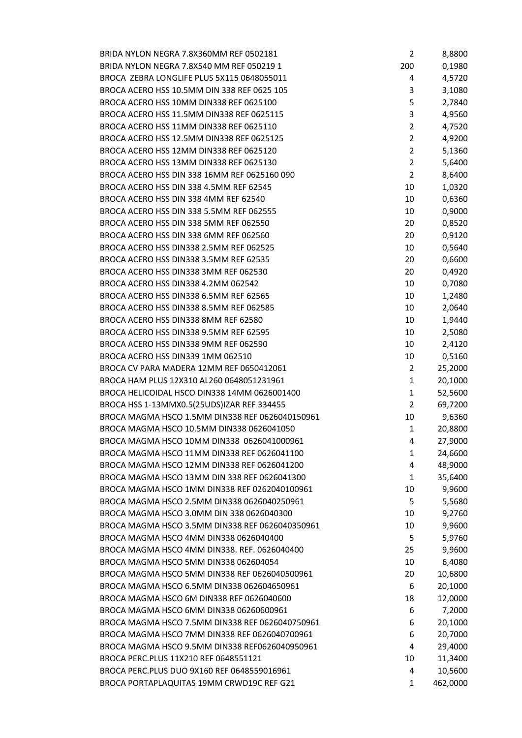| | | |
|---|---|---|
| BRIDA NYLON NEGRA 7.8X360MM REF 0502181 | 2 | 8,8800 |
| BRIDA NYLON NEGRA 7.8X540 MM REF 050219 1 | 200 | 0,1980 |
| BROCA ZEBRA LONGLIFE PLUS 5X115 0648055011 | 4 | 4,5720 |
| BROCA ACERO HSS 10.5MM DIN 338 REF 0625 105 | 3 | 3,1080 |
| BROCA ACERO HSS 10MM DIN338 REF 0625100 | 5 | 2,7840 |
| BROCA ACERO HSS 11.5MM DIN338 REF 0625115 | 3 | 4,9560 |
| BROCA ACERO HSS 11MM DIN338 REF 0625110 | 2 | 4,7520 |
| BROCA ACERO HSS 12.5MM DIN338 REF 0625125 | 2 | 4,9200 |
| BROCA ACERO HSS 12MM DIN338 REF 0625120 | 2 | 5,1360 |
| BROCA ACERO HSS 13MM DIN338 REF 0625130 | 2 | 5,6400 |
| BROCA ACERO HSS DIN 338 16MM REF 0625160 090 | 2 | 8,6400 |
| BROCA ACERO HSS DIN 338 4.5MM REF 62545 | 10 | 1,0320 |
| BROCA ACERO HSS DIN 338 4MM REF 62540 | 10 | 0,6360 |
| BROCA ACERO HSS DIN 338 5.5MM REF 062555 | 10 | 0,9000 |
| BROCA ACERO HSS DIN 338 5MM REF 062550 | 20 | 0,8520 |
| BROCA ACERO HSS DIN 338 6MM REF 062560 | 20 | 0,9120 |
| BROCA ACERO HSS DIN338 2.5MM REF 062525 | 10 | 0,5640 |
| BROCA ACERO HSS DIN338 3.5MM REF 62535 | 20 | 0,6600 |
| BROCA ACERO HSS DIN338 3MM REF 062530 | 20 | 0,4920 |
| BROCA ACERO HSS DIN338 4.2MM 062542 | 10 | 0,7080 |
| BROCA ACERO HSS DIN338 6.5MM REF 62565 | 10 | 1,2480 |
| BROCA ACERO HSS DIN338 8.5MM REF 062585 | 10 | 2,0640 |
| BROCA ACERO HSS DIN338 8MM REF 62580 | 10 | 1,9440 |
| BROCA ACERO HSS DIN338 9.5MM REF 62595 | 10 | 2,5080 |
| BROCA ACERO HSS DIN338 9MM REF 062590 | 10 | 2,4120 |
| BROCA ACERO HSS DIN339 1MM 062510 | 10 | 0,5160 |
| BROCA CV PARA MADERA 12MM REF 0650412061 | 2 | 25,2000 |
| BROCA HAM PLUS 12X310 AL260 0648051231961 | 1 | 20,1000 |
| BROCA HELICOIDAL HSCO DIN338 14MM 0626001400 | 1 | 52,5600 |
| BROCA HSS 1-13MMX0.5(25UDS)IZAR REF 334455 | 2 | 69,7200 |
| BROCA MAGMA HSCO 1.5MM DIN338 REF 0626040150961 | 10 | 9,6360 |
| BROCA MAGMA HSCO 10.5MM DIN338 0626041050 | 1 | 20,8800 |
| BROCA MAGMA HSCO 10MM DIN338 0626041000961 | 4 | 27,9000 |
| BROCA MAGMA HSCO 11MM DIN338 REF 0626041100 | 1 | 24,6600 |
| BROCA MAGMA HSCO 12MM DIN338 REF 0626041200 | 4 | 48,9000 |
| BROCA MAGMA HSCO 13MM DIN 338 REF 0626041300 | 1 | 35,6400 |
| BROCA MAGMA HSCO 1MM DIN338 REF 0262040100961 | 10 | 9,9600 |
| BROCA MAGMA HSCO 2.5MM DIN338 0626040250961 | 5 | 5,5680 |
| BROCA MAGMA HSCO 3.0MM DIN 338 0626040300 | 10 | 9,2760 |
| BROCA MAGMA HSCO 3.5MM DIN338 REF 0626040350961 | 10 | 9,9600 |
| BROCA MAGMA HSCO 4MM DIN338 0626040400 | 5 | 5,9760 |
| BROCA MAGMA HSCO 4MM DIN338. REF. 0626040400 | 25 | 9,9600 |
| BROCA MAGMA HSCO 5MM DIN338 062604054 | 10 | 6,4080 |
| BROCA MAGMA HSCO 5MM DIN338 REF 0626040500961 | 20 | 10,6800 |
| BROCA MAGMA HSCO 6.5MM DIN338 062604650961 | 6 | 20,1000 |
| BROCA MAGMA HSCO 6M DIN338 REF 0626040600 | 18 | 12,0000 |
| BROCA MAGMA HSCO 6MM DIN338 06260600961 | 6 | 7,2000 |
| BROCA MAGMA HSCO 7.5MM DIN338 REF 0626040750961 | 6 | 20,1000 |
| BROCA MAGMA HSCO 7MM DIN338 REF 0626040700961 | 6 | 20,7000 |
| BROCA MAGMA HSCO 9.5MM DIN338 REF0626040950961 | 4 | 29,4000 |
| BROCA PERC.PLUS 11X210 REF 0648551121 | 10 | 11,3400 |
| BROCA PERC.PLUS DUO 9X160 REF 0648559016961 | 4 | 10,5600 |
| BROCA PORTAPLAQUITAS 19MM CRWD19C REF G21 | 1 | 462,0000 |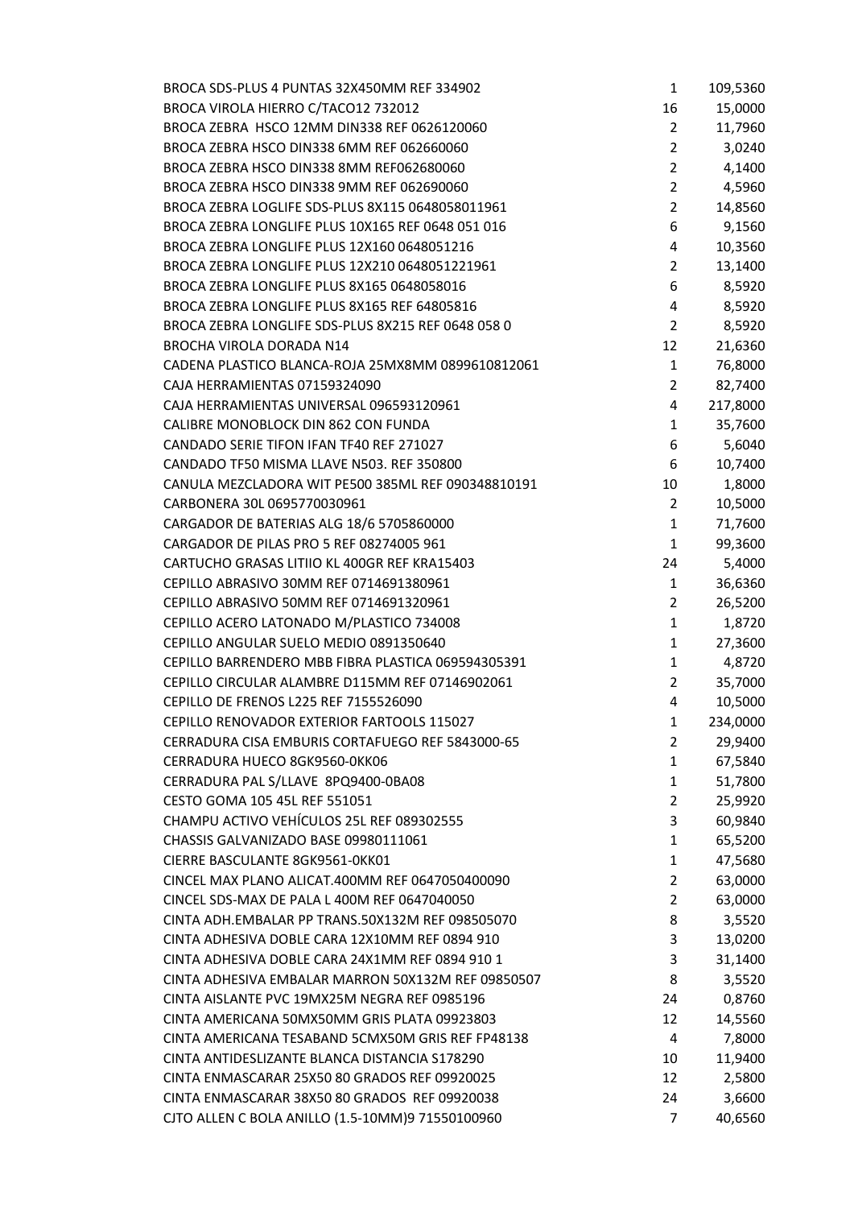| | | |
|---|---|---|
| BROCA SDS-PLUS 4 PUNTAS 32X450MM REF 334902 | 1 | 109,5360 |
| BROCA VIROLA HIERRO C/TACO12 732012 | 16 | 15,0000 |
| BROCA ZEBRA  HSCO 12MM DIN338 REF 0626120060 | 2 | 11,7960 |
| BROCA ZEBRA HSCO DIN338 6MM REF 062660060 | 2 | 3,0240 |
| BROCA ZEBRA HSCO DIN338 8MM REF062680060 | 2 | 4,1400 |
| BROCA ZEBRA HSCO DIN338 9MM REF 062690060 | 2 | 4,5960 |
| BROCA ZEBRA LOGLIFE SDS-PLUS 8X115 0648058011961 | 2 | 14,8560 |
| BROCA ZEBRA LONGLIFE PLUS 10X165 REF 0648 051 016 | 6 | 9,1560 |
| BROCA ZEBRA LONGLIFE PLUS 12X160 0648051216 | 4 | 10,3560 |
| BROCA ZEBRA LONGLIFE PLUS 12X210 0648051221961 | 2 | 13,1400 |
| BROCA ZEBRA LONGLIFE PLUS 8X165 0648058016 | 6 | 8,5920 |
| BROCA ZEBRA LONGLIFE PLUS 8X165 REF 64805816 | 4 | 8,5920 |
| BROCA ZEBRA LONGLIFE SDS-PLUS 8X215 REF 0648 058 0 | 2 | 8,5920 |
| BROCHA VIROLA DORADA N14 | 12 | 21,6360 |
| CADENA PLASTICO BLANCA-ROJA 25MX8MM 0899610812061 | 1 | 76,8000 |
| CAJA HERRAMIENTAS 07159324090 | 2 | 82,7400 |
| CAJA HERRAMIENTAS UNIVERSAL 096593120961 | 4 | 217,8000 |
| CALIBRE MONOBLOCK DIN 862 CON FUNDA | 1 | 35,7600 |
| CANDADO SERIE TIFON IFAN TF40 REF 271027 | 6 | 5,6040 |
| CANDADO TF50 MISMA LLAVE N503. REF 350800 | 6 | 10,7400 |
| CANULA MEZCLADORA WIT PE500 385ML REF 090348810191 | 10 | 1,8000 |
| CARBONERA 30L 0695770030961 | 2 | 10,5000 |
| CARGADOR DE BATERIAS ALG 18/6 5705860000 | 1 | 71,7600 |
| CARGADOR DE PILAS PRO 5 REF 08274005 961 | 1 | 99,3600 |
| CARTUCHO GRASAS LITIIO KL 400GR REF KRA15403 | 24 | 5,4000 |
| CEPILLO ABRASIVO 30MM REF 0714691380961 | 1 | 36,6360 |
| CEPILLO ABRASIVO 50MM REF 0714691320961 | 2 | 26,5200 |
| CEPILLO ACERO LATONADO M/PLASTICO 734008 | 1 | 1,8720 |
| CEPILLO ANGULAR SUELO MEDIO 0891350640 | 1 | 27,3600 |
| CEPILLO BARRENDERO MBB FIBRA PLASTICA 069594305391 | 1 | 4,8720 |
| CEPILLO CIRCULAR ALAMBRE D115MM REF 07146902061 | 2 | 35,7000 |
| CEPILLO DE FRENOS L225 REF 7155526090 | 4 | 10,5000 |
| CEPILLO RENOVADOR EXTERIOR FARTOOLS 115027 | 1 | 234,0000 |
| CERRADURA CISA EMBURIS CORTAFUEGO REF 5843000-65 | 2 | 29,9400 |
| CERRADURA HUECO 8GK9560-0KK06 | 1 | 67,5840 |
| CERRADURA PAL S/LLAVE  8PQ9400-0BA08 | 1 | 51,7800 |
| CESTO GOMA 105 45L REF 551051 | 2 | 25,9920 |
| CHAMPU ACTIVO VEHÍCULOS 25L REF 089302555 | 3 | 60,9840 |
| CHASSIS GALVANIZADO BASE 09980111061 | 1 | 65,5200 |
| CIERRE BASCULANTE 8GK9561-0KK01 | 1 | 47,5680 |
| CINCEL MAX PLANO ALICAT.400MM REF 0647050400090 | 2 | 63,0000 |
| CINCEL SDS-MAX DE PALA L 400M REF 0647040050 | 2 | 63,0000 |
| CINTA ADH.EMBALAR PP TRANS.50X132M REF 098505070 | 8 | 3,5520 |
| CINTA ADHESIVA DOBLE CARA 12X10MM REF 0894 910 | 3 | 13,0200 |
| CINTA ADHESIVA DOBLE CARA 24X1MM REF 0894 910 1 | 3 | 31,1400 |
| CINTA ADHESIVA EMBALAR MARRON 50X132M REF 09850507 | 8 | 3,5520 |
| CINTA AISLANTE PVC 19MX25M NEGRA REF 0985196 | 24 | 0,8760 |
| CINTA AMERICANA 50MX50MM GRIS PLATA 09923803 | 12 | 14,5560 |
| CINTA AMERICANA TESABAND 5CMX50M GRIS REF FP48138 | 4 | 7,8000 |
| CINTA ANTIDESLIZANTE BLANCA DISTANCIA S178290 | 10 | 11,9400 |
| CINTA ENMASCARAR 25X50 80 GRADOS REF 09920025 | 12 | 2,5800 |
| CINTA ENMASCARAR 38X50 80 GRADOS  REF 09920038 | 24 | 3,6600 |
| CJTO ALLEN C BOLA ANILLO (1.5-10MM)9 71550100960 | 7 | 40,6560 |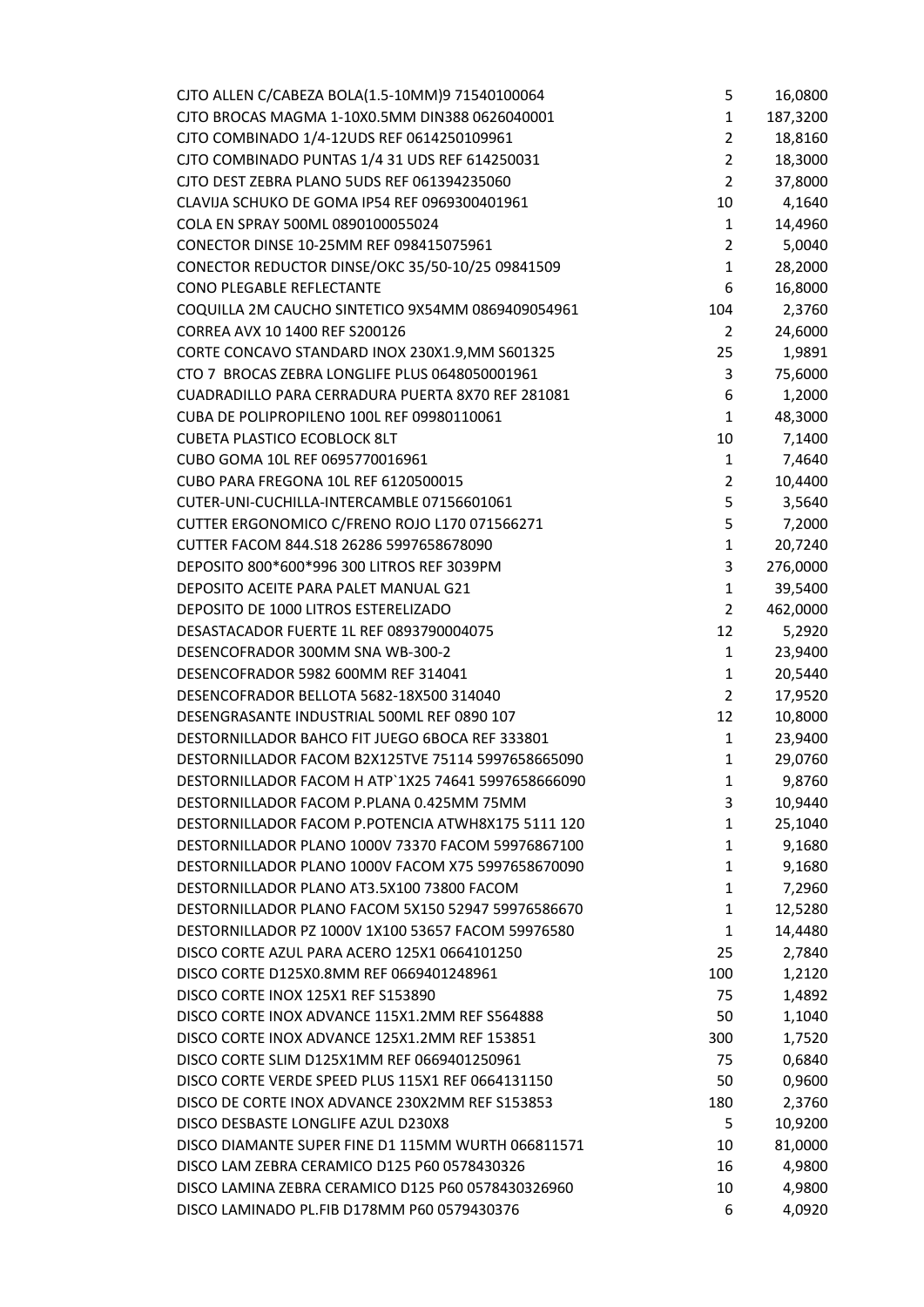| | | |
|---|---|---|
| CJTO ALLEN C/CABEZA BOLA(1.5-10MM)9 71540100064 | 5 | 16,0800 |
| CJTO BROCAS MAGMA 1-10X0.5MM DIN388 0626040001 | 1 | 187,3200 |
| CJTO COMBINADO 1/4-12UDS REF 0614250109961 | 2 | 18,8160 |
| CJTO COMBINADO PUNTAS 1/4 31 UDS REF 614250031 | 2 | 18,3000 |
| CJTO DEST ZEBRA PLANO 5UDS REF 061394235060 | 2 | 37,8000 |
| CLAVIJA SCHUKO DE GOMA IP54 REF 0969300401961 | 10 | 4,1640 |
| COLA EN SPRAY 500ML 0890100055024 | 1 | 14,4960 |
| CONECTOR DINSE 10-25MM REF 098415075961 | 2 | 5,0040 |
| CONECTOR REDUCTOR DINSE/OKC 35/50-10/25 09841509 | 1 | 28,2000 |
| CONO PLEGABLE REFLECTANTE | 6 | 16,8000 |
| COQUILLA 2M CAUCHO SINTETICO 9X54MM 0869409054961 | 104 | 2,3760 |
| CORREA AVX 10 1400 REF S200126 | 2 | 24,6000 |
| CORTE CONCAVO STANDARD INOX 230X1.9,MM S601325 | 25 | 1,9891 |
| CTO 7 BROCAS ZEBRA LONGLIFE PLUS 0648050001961 | 3 | 75,6000 |
| CUADRADILLO PARA CERRADURA PUERTA 8X70 REF 281081 | 6 | 1,2000 |
| CUBA DE POLIPROPILENO 100L REF 09980110061 | 1 | 48,3000 |
| CUBETA PLASTICO ECOBLOCK 8LT | 10 | 7,1400 |
| CUBO GOMA 10L REF 0695770016961 | 1 | 7,4640 |
| CUBO PARA FREGONA 10L REF 6120500015 | 2 | 10,4400 |
| CUTER-UNI-CUCHILLA-INTERCAMBLE 07156601061 | 5 | 3,5640 |
| CUTTER ERGONOMICO C/FRENO ROJO L170 071566271 | 5 | 7,2000 |
| CUTTER FACOM 844.S18 26286 5997658678090 | 1 | 20,7240 |
| DEPOSITO 800*600*996 300 LITROS REF 3039PM | 3 | 276,0000 |
| DEPOSITO ACEITE PARA PALET MANUAL G21 | 1 | 39,5400 |
| DEPOSITO DE 1000 LITROS ESTERELIZADO | 2 | 462,0000 |
| DESASTACADOR FUERTE 1L REF 0893790004075 | 12 | 5,2920 |
| DESENCOFRADOR 300MM SNA WB-300-2 | 1 | 23,9400 |
| DESENCOFRADOR 5982 600MM REF 314041 | 1 | 20,5440 |
| DESENCOFRADOR BELLOTA 5682-18X500 314040 | 2 | 17,9520 |
| DESENGRASANTE INDUSTRIAL 500ML REF 0890 107 | 12 | 10,8000 |
| DESTORNILLADOR BAHCO FIT JUEGO 6BOCA REF 333801 | 1 | 23,9400 |
| DESTORNILLADOR FACOM B2X125TVE 75114 5997658665090 | 1 | 29,0760 |
| DESTORNILLADOR FACOM H ATP`1X25 74641 5997658666090 | 1 | 9,8760 |
| DESTORNILLADOR FACOM P.PLANA 0.425MM 75MM | 3 | 10,9440 |
| DESTORNILLADOR FACOM P.POTENCIA ATWH8X175 5111 120 | 1 | 25,1040 |
| DESTORNILLADOR PLANO 1000V 73370 FACOM 59976867100 | 1 | 9,1680 |
| DESTORNILLADOR PLANO 1000V FACOM X75 5997658670090 | 1 | 9,1680 |
| DESTORNILLADOR PLANO AT3.5X100 73800 FACOM | 1 | 7,2960 |
| DESTORNILLADOR PLANO FACOM 5X150 52947 59976586670 | 1 | 12,5280 |
| DESTORNILLADOR PZ 1000V 1X100 53657 FACOM 59976580 | 1 | 14,4480 |
| DISCO CORTE AZUL PARA ACERO 125X1 0664101250 | 25 | 2,7840 |
| DISCO CORTE D125X0.8MM REF 0669401248961 | 100 | 1,2120 |
| DISCO CORTE INOX 125X1 REF S153890 | 75 | 1,4892 |
| DISCO CORTE INOX ADVANCE 115X1.2MM REF S564888 | 50 | 1,1040 |
| DISCO CORTE INOX ADVANCE 125X1.2MM REF 153851 | 300 | 1,7520 |
| DISCO CORTE SLIM D125X1MM REF 0669401250961 | 75 | 0,6840 |
| DISCO CORTE VERDE SPEED PLUS 115X1 REF 0664131150 | 50 | 0,9600 |
| DISCO DE CORTE INOX ADVANCE 230X2MM REF S153853 | 180 | 2,3760 |
| DISCO DESBASTE LONGLIFE AZUL D230X8 | 5 | 10,9200 |
| DISCO DIAMANTE SUPER FINE D1 115MM WURTH 066811571 | 10 | 81,0000 |
| DISCO LAM ZEBRA CERAMICO D125 P60 0578430326 | 16 | 4,9800 |
| DISCO LAMINA ZEBRA CERAMICO D125 P60 0578430326960 | 10 | 4,9800 |
| DISCO LAMINADO PL.FIB D178MM P60 0579430376 | 6 | 4,0920 |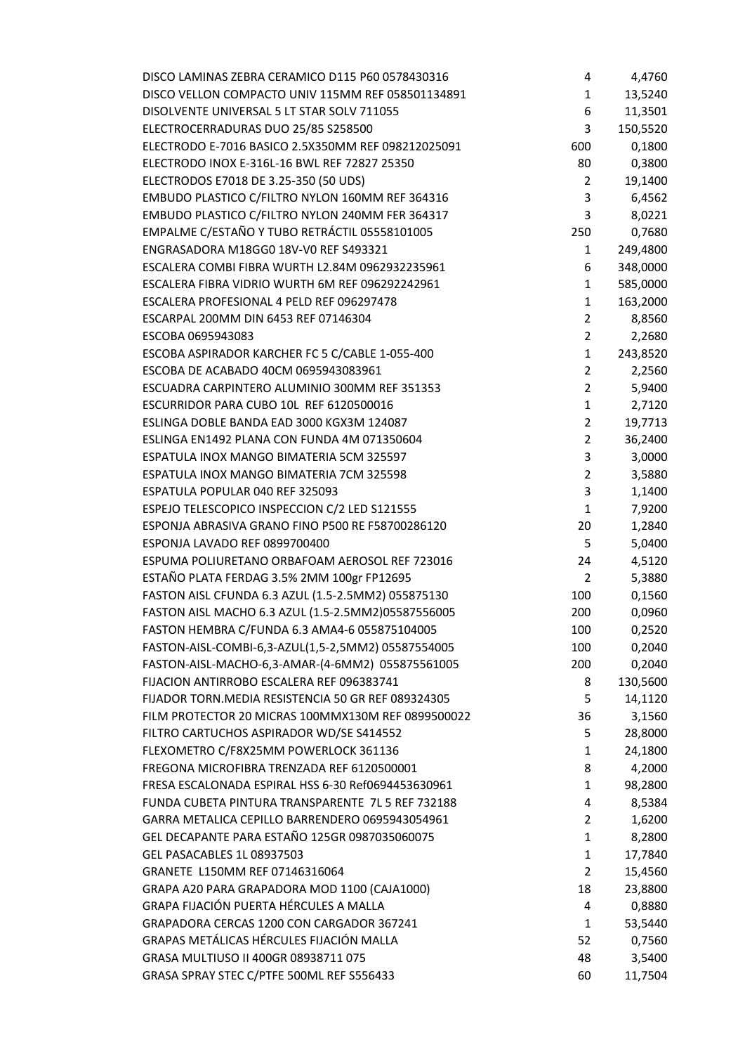| | | |
|---|---|---|
| DISCO LAMINAS ZEBRA CERAMICO D115 P60 0578430316 | 4 | 4,4760 |
| DISCO VELLON COMPACTO UNIV 115MM REF 058501134891 | 1 | 13,5240 |
| DISOLVENTE UNIVERSAL 5 LT STAR SOLV 711055 | 6 | 11,3501 |
| ELECTROCERRADURAS DUO 25/85 S258500 | 3 | 150,5520 |
| ELECTRODO E-7016 BASICO 2.5X350MM REF 098212025091 | 600 | 0,1800 |
| ELECTRODO INOX E-316L-16 BWL REF 72827 25350 | 80 | 0,3800 |
| ELECTRODOS E7018 DE 3.25-350 (50 UDS) | 2 | 19,1400 |
| EMBUDO PLASTICO C/FILTRO NYLON 160MM REF 364316 | 3 | 6,4562 |
| EMBUDO PLASTICO C/FILTRO NYLON 240MM FER 364317 | 3 | 8,0221 |
| EMPALME C/ESTAÑO Y TUBO RETRÁCTIL 05558101005 | 250 | 0,7680 |
| ENGRASADORA M18GG0 18V-V0 REF S493321 | 1 | 249,4800 |
| ESCALERA COMBI FIBRA WURTH L2.84M 0962932235961 | 6 | 348,0000 |
| ESCALERA FIBRA VIDRIO WURTH 6M REF 096292242961 | 1 | 585,0000 |
| ESCALERA PROFESIONAL 4 PELD REF 096297478 | 1 | 163,2000 |
| ESCARPAL 200MM DIN 6453 REF 07146304 | 2 | 8,8560 |
| ESCOBA 0695943083 | 2 | 2,2680 |
| ESCOBA ASPIRADOR KARCHER FC 5 C/CABLE 1-055-400 | 1 | 243,8520 |
| ESCOBA DE ACABADO 40CM 0695943083961 | 2 | 2,2560 |
| ESCUADRA CARPINTERO ALUMINIO 300MM REF 351353 | 2 | 5,9400 |
| ESCURRIDOR PARA CUBO 10L REF 6120500016 | 1 | 2,7120 |
| ESLINGA DOBLE BANDA EAD 3000 KGX3M 124087 | 2 | 19,7713 |
| ESLINGA EN1492 PLANA CON FUNDA 4M 071350604 | 2 | 36,2400 |
| ESPATULA INOX MANGO BIMATERIA 5CM 325597 | 3 | 3,0000 |
| ESPATULA INOX MANGO BIMATERIA 7CM 325598 | 2 | 3,5880 |
| ESPATULA POPULAR 040 REF 325093 | 3 | 1,1400 |
| ESPEJO TELESCOPICO INSPECCION C/2 LED S121555 | 1 | 7,9200 |
| ESPONJA ABRASIVA GRANO FINO P500 RE F58700286120 | 20 | 1,2840 |
| ESPONJA LAVADO REF 0899700400 | 5 | 5,0400 |
| ESPUMA POLIURETANO ORBAFOAM AEROSOL REF 723016 | 24 | 4,5120 |
| ESTAÑO PLATA FERDAG 3.5% 2MM 100gr FP12695 | 2 | 5,3880 |
| FASTON AISL CFUNDA 6.3 AZUL (1.5-2.5MM2) 055875130 | 100 | 0,1560 |
| FASTON AISL MACHO 6.3 AZUL (1.5-2.5MM2)05587556005 | 200 | 0,0960 |
| FASTON HEMBRA C/FUNDA 6.3 AMA4-6 055875104005 | 100 | 0,2520 |
| FASTON-AISL-COMBI-6,3-AZUL(1,5-2,5MM2) 05587554005 | 100 | 0,2040 |
| FASTON-AISL-MACHO-6,3-AMAR-(4-6MM2) 055875561005 | 200 | 0,2040 |
| FIJACION ANTIRROBO ESCALERA REF 096383741 | 8 | 130,5600 |
| FIJADOR TORN.MEDIA RESISTENCIA 50 GR REF 089324305 | 5 | 14,1120 |
| FILM PROTECTOR 20 MICRAS 100MMX130M REF 0899500022 | 36 | 3,1560 |
| FILTRO CARTUCHOS ASPIRADOR WD/SE S414552 | 5 | 28,8000 |
| FLEXOMETRO C/F8X25MM POWERLOCK 361136 | 1 | 24,1800 |
| FREGONA MICROFIBRA TRENZADA REF 6120500001 | 8 | 4,2000 |
| FRESA ESCALONADA ESPIRAL HSS 6-30 Ref0694453630961 | 1 | 98,2800 |
| FUNDA CUBETA PINTURA TRANSPARENTE 7L 5 REF 732188 | 4 | 8,5384 |
| GARRA METALICA CEPILLO BARRENDERO 0695943054961 | 2 | 1,6200 |
| GEL DECAPANTE PARA ESTAÑO 125GR 0987035060075 | 1 | 8,2800 |
| GEL PASACABLES 1L 08937503 | 1 | 17,7840 |
| GRANETE L150MM REF 07146316064 | 2 | 15,4560 |
| GRAPA A20 PARA GRAPADORA MOD 1100 (CAJA1000) | 18 | 23,8800 |
| GRAPA FIJACIÓN PUERTA HÉRCULES A MALLA | 4 | 0,8880 |
| GRAPADORA CERCAS 1200 CON CARGADOR 367241 | 1 | 53,5440 |
| GRAPAS METÁLICAS HÉRCULES FIJACIÓN MALLA | 52 | 0,7560 |
| GRASA MULTIUSO II 400GR 08938711 075 | 48 | 3,5400 |
| GRASA SPRAY STEC C/PTFE 500ML REF S556433 | 60 | 11,7504 |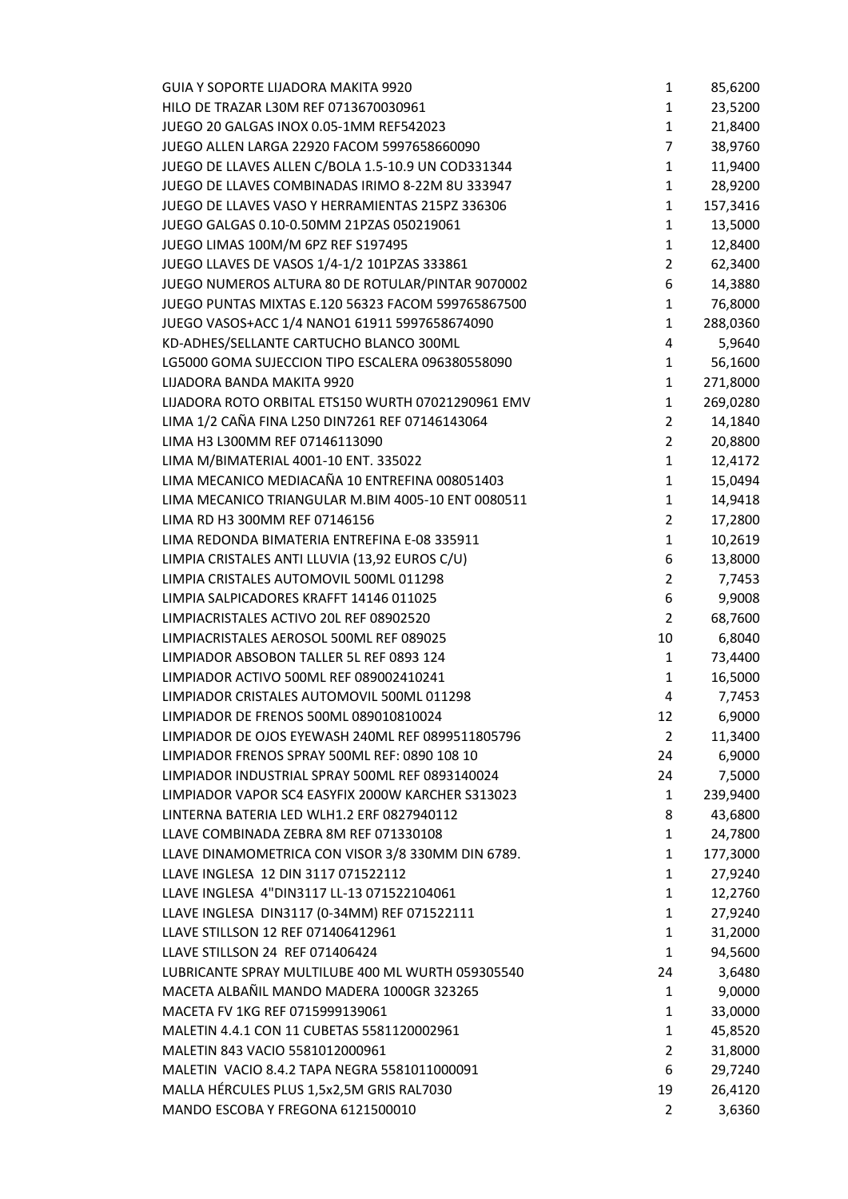| | | |
|---|---|---|
| GUIA Y SOPORTE LIJADORA MAKITA 9920 | 1 | 85,6200 |
| HILO DE TRAZAR L30M REF 0713670030961 | 1 | 23,5200 |
| JUEGO 20 GALGAS INOX 0.05-1MM REF542023 | 1 | 21,8400 |
| JUEGO ALLEN LARGA 22920 FACOM 5997658660090 | 7 | 38,9760 |
| JUEGO DE LLAVES ALLEN C/BOLA 1.5-10.9 UN COD331344 | 1 | 11,9400 |
| JUEGO DE LLAVES COMBINADAS IRIMO 8-22M 8U 333947 | 1 | 28,9200 |
| JUEGO DE LLAVES VASO Y HERRAMIENTAS 215PZ 336306 | 1 | 157,3416 |
| JUEGO GALGAS 0.10-0.50MM 21PZAS 050219061 | 1 | 13,5000 |
| JUEGO LIMAS 100M/M 6PZ REF S197495 | 1 | 12,8400 |
| JUEGO LLAVES DE VASOS 1/4-1/2 101PZAS 333861 | 2 | 62,3400 |
| JUEGO NUMEROS ALTURA 80 DE ROTULAR/PINTAR 9070002 | 6 | 14,3880 |
| JUEGO PUNTAS MIXTAS E.120 56323 FACOM 599765867500 | 1 | 76,8000 |
| JUEGO VASOS+ACC 1/4 NANO1 61911 5997658674090 | 1 | 288,0360 |
| KD-ADHES/SELLANTE CARTUCHO BLANCO 300ML | 4 | 5,9640 |
| LG5000 GOMA SUJECCION TIPO ESCALERA 096380558090 | 1 | 56,1600 |
| LIJADORA BANDA MAKITA 9920 | 1 | 271,8000 |
| LIJADORA ROTO ORBITAL ETS150 WURTH 07021290961 EMV | 1 | 269,0280 |
| LIMA 1/2 CAÑA FINA L250 DIN7261 REF 07146143064 | 2 | 14,1840 |
| LIMA H3 L300MM REF 07146113090 | 2 | 20,8800 |
| LIMA M/BIMATERIAL 4001-10 ENT. 335022 | 1 | 12,4172 |
| LIMA MECANICO MEDIACAÑA 10 ENTREFINA 008051403 | 1 | 15,0494 |
| LIMA MECANICO TRIANGULAR M.BIM 4005-10 ENT 0080511 | 1 | 14,9418 |
| LIMA RD H3 300MM REF 07146156 | 2 | 17,2800 |
| LIMA REDONDA BIMATERIA ENTREFINA E-08 335911 | 1 | 10,2619 |
| LIMPIA CRISTALES ANTI LLUVIA (13,92 EUROS C/U) | 6 | 13,8000 |
| LIMPIA CRISTALES AUTOMOVIL 500ML 011298 | 2 | 7,7453 |
| LIMPIA SALPICADORES KRAFFT 14146 011025 | 6 | 9,9008 |
| LIMPIACRISTALES ACTIVO 20L REF 08902520 | 2 | 68,7600 |
| LIMPIACRISTALES AEROSOL 500ML REF 089025 | 10 | 6,8040 |
| LIMPIADOR ABSOBON TALLER 5L REF 0893 124 | 1 | 73,4400 |
| LIMPIADOR ACTIVO 500ML REF 089002410241 | 1 | 16,5000 |
| LIMPIADOR CRISTALES AUTOMOVIL 500ML 011298 | 4 | 7,7453 |
| LIMPIADOR DE FRENOS 500ML 089010810024 | 12 | 6,9000 |
| LIMPIADOR DE OJOS EYEWASH 240ML REF 0899511805796 | 2 | 11,3400 |
| LIMPIADOR FRENOS SPRAY 500ML REF: 0890 108 10 | 24 | 6,9000 |
| LIMPIADOR INDUSTRIAL SPRAY 500ML REF 0893140024 | 24 | 7,5000 |
| LIMPIADOR VAPOR SC4 EASYFIX 2000W KARCHER S313023 | 1 | 239,9400 |
| LINTERNA BATERIA LED WLH1.2 ERF 0827940112 | 8 | 43,6800 |
| LLAVE COMBINADA ZEBRA 8M REF 071330108 | 1 | 24,7800 |
| LLAVE DINAMOMETRICA CON VISOR 3/8 330MM DIN 6789. | 1 | 177,3000 |
| LLAVE INGLESA 12 DIN 3117 071522112 | 1 | 27,9240 |
| LLAVE INGLESA 4"DIN3117 LL-13 071522104061 | 1 | 12,2760 |
| LLAVE INGLESA DIN3117 (0-34MM) REF 071522111 | 1 | 27,9240 |
| LLAVE STILLSON 12 REF 071406412961 | 1 | 31,2000 |
| LLAVE STILLSON 24 REF 071406424 | 1 | 94,5600 |
| LUBRICANTE SPRAY MULTILUBE 400 ML WURTH 059305540 | 24 | 3,6480 |
| MACETA ALBAÑIL MANDO MADERA 1000GR 323265 | 1 | 9,0000 |
| MACETA FV 1KG REF 0715999139061 | 1 | 33,0000 |
| MALETIN 4.4.1 CON 11 CUBETAS 5581120002961 | 1 | 45,8520 |
| MALETIN 843 VACIO 5581012000961 | 2 | 31,8000 |
| MALETIN VACIO 8.4.2 TAPA NEGRA 5581011000091 | 6 | 29,7240 |
| MALLA HÉRCULES PLUS 1,5x2,5M GRIS RAL7030 | 19 | 26,4120 |
| MANDO ESCOBA Y FREGONA 6121500010 | 2 | 3,6360 |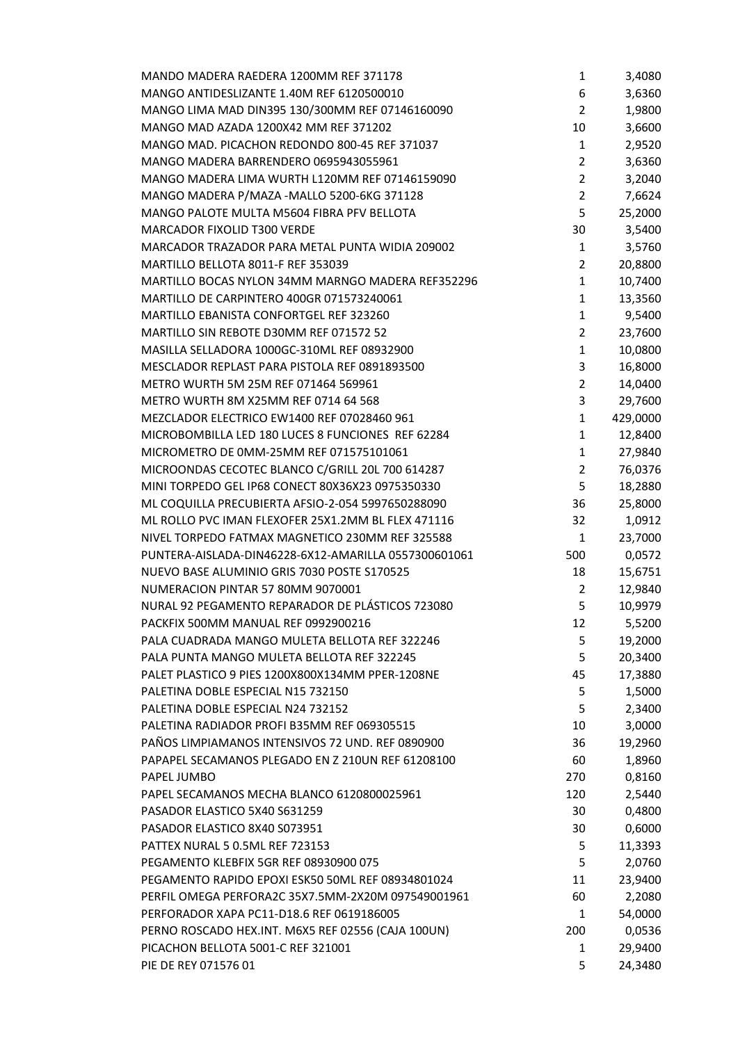| | | |
|---|---|---|
| MANDO MADERA RAEDERA 1200MM REF 371178 | 1 | 3,4080 |
| MANGO ANTIDESLIZANTE 1.40M REF 6120500010 | 6 | 3,6360 |
| MANGO LIMA MAD DIN395 130/300MM REF 07146160090 | 2 | 1,9800 |
| MANGO MAD AZADA 1200X42 MM REF 371202 | 10 | 3,6600 |
| MANGO MAD. PICACHON REDONDO 800-45 REF 371037 | 1 | 2,9520 |
| MANGO MADERA BARRENDERO 0695943055961 | 2 | 3,6360 |
| MANGO MADERA LIMA WURTH L120MM REF 07146159090 | 2 | 3,2040 |
| MANGO MADERA P/MAZA -MALLO 5200-6KG 371128 | 2 | 7,6624 |
| MANGO PALOTE MULTA M5604 FIBRA PFV BELLOTA | 5 | 25,2000 |
| MARCADOR FIXOLID T300 VERDE | 30 | 3,5400 |
| MARCADOR TRAZADOR PARA METAL PUNTA WIDIA 209002 | 1 | 3,5760 |
| MARTILLO BELLOTA 8011-F REF 353039 | 2 | 20,8800 |
| MARTILLO BOCAS NYLON 34MM MARNGO MADERA REF352296 | 1 | 10,7400 |
| MARTILLO DE CARPINTERO 400GR 071573240061 | 1 | 13,3560 |
| MARTILLO EBANISTA CONFORTGEL REF 323260 | 1 | 9,5400 |
| MARTILLO SIN REBOTE D30MM REF 071572 52 | 2 | 23,7600 |
| MASILLA SELLADORA 1000GC-310ML REF 08932900 | 1 | 10,0800 |
| MESCLADOR REPLAST PARA PISTOLA REF 0891893500 | 3 | 16,8000 |
| METRO WURTH 5M 25M REF 071464 569961 | 2 | 14,0400 |
| METRO WURTH 8M X25MM REF 0714 64 568 | 3 | 29,7600 |
| MEZCLADOR ELECTRICO EW1400 REF 07028460 961 | 1 | 429,0000 |
| MICROBOMBILLA LED 180 LUCES 8 FUNCIONES REF 62284 | 1 | 12,8400 |
| MICROMETRO DE 0MM-25MM REF 071575101061 | 1 | 27,9840 |
| MICROONDAS CECOTEC BLANCO C/GRILL 20L 700 614287 | 2 | 76,0376 |
| MINI TORPEDO GEL IP68 CONECT 80X36X23 0975350330 | 5 | 18,2880 |
| ML COQUILLA PRECUBIERTA AFSIO-2-054 5997650288090 | 36 | 25,8000 |
| ML ROLLO PVC IMAN FLEXOFER 25X1.2MM BL FLEX 471116 | 32 | 1,0912 |
| NIVEL TORPEDO FATMAX MAGNETICO 230MM REF 325588 | 1 | 23,7000 |
| PUNTERA-AISLADA-DIN46228-6X12-AMARILLA 0557300601061 | 500 | 0,0572 |
| NUEVO BASE ALUMINIO GRIS 7030 POSTE S170525 | 18 | 15,6751 |
| NUMERACION PINTAR 57 80MM 9070001 | 2 | 12,9840 |
| NURAL 92 PEGAMENTO REPARADOR DE PLÁSTICOS 723080 | 5 | 10,9979 |
| PACKFIX 500MM MANUAL REF 0992900216 | 12 | 5,5200 |
| PALA CUADRADA MANGO MULETA BELLOTA REF 322246 | 5 | 19,2000 |
| PALA PUNTA MANGO MULETA BELLOTA REF 322245 | 5 | 20,3400 |
| PALET PLASTICO 9 PIES 1200X800X134MM PPER-1208NE | 45 | 17,3880 |
| PALETINA DOBLE ESPECIAL N15 732150 | 5 | 1,5000 |
| PALETINA DOBLE ESPECIAL N24 732152 | 5 | 2,3400 |
| PALETINA RADIADOR PROFI B35MM REF 069305515 | 10 | 3,0000 |
| PAÑOS LIMPIAMANOS INTENSIVOS 72 UND. REF 0890900 | 36 | 19,2960 |
| PAPAPEL SECAMANOS PLEGADO EN Z 210UN REF 61208100 | 60 | 1,8960 |
| PAPEL JUMBO | 270 | 0,8160 |
| PAPEL SECAMANOS MECHA BLANCO 6120800025961 | 120 | 2,5440 |
| PASADOR ELASTICO 5X40 S631259 | 30 | 0,4800 |
| PASADOR ELASTICO 8X40 S073951 | 30 | 0,6000 |
| PATTEX NURAL 5 0.5ML REF 723153 | 5 | 11,3393 |
| PEGAMENTO KLEBFIX 5GR REF 08930900 075 | 5 | 2,0760 |
| PEGAMENTO RAPIDO EPOXI ESK50 50ML REF 08934801024 | 11 | 23,9400 |
| PERFIL OMEGA PERFORA2C 35X7.5MM-2X20M 097549001961 | 60 | 2,2080 |
| PERFORADOR XAPA PC11-D18.6 REF 0619186005 | 1 | 54,0000 |
| PERNO ROSCADO HEX.INT. M6X5 REF 02556 (CAJA 100UN) | 200 | 0,0536 |
| PICACHON BELLOTA 5001-C REF 321001 | 1 | 29,9400 |
| PIE DE REY 071576 01 | 5 | 24,3480 |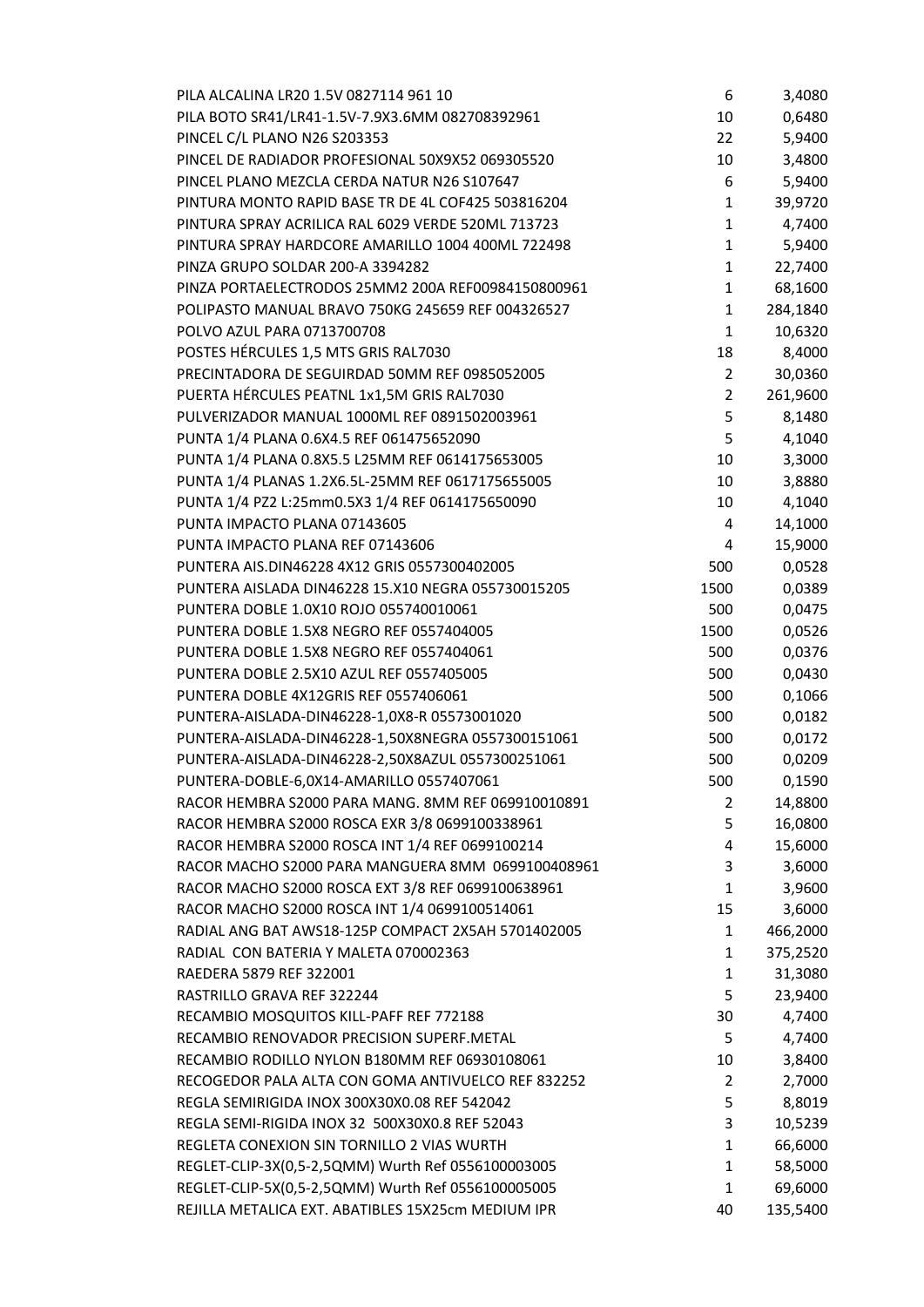| | | |
|---|---|---|
| PILA ALCALINA LR20 1.5V 0827114 961 10 | 6 | 3,4080 |
| PILA BOTO SR41/LR41-1.5V-7.9X3.6MM 082708392961 | 10 | 0,6480 |
| PINCEL C/L PLANO N26 S203353 | 22 | 5,9400 |
| PINCEL DE RADIADOR PROFESIONAL 50X9X52 069305520 | 10 | 3,4800 |
| PINCEL PLANO MEZCLA CERDA NATUR N26 S107647 | 6 | 5,9400 |
| PINTURA MONTO RAPID BASE TR DE 4L COF425 503816204 | 1 | 39,9720 |
| PINTURA SPRAY ACRILICA RAL 6029 VERDE 520ML 713723 | 1 | 4,7400 |
| PINTURA SPRAY HARDCORE AMARILLO 1004 400ML 722498 | 1 | 5,9400 |
| PINZA GRUPO SOLDAR 200-A 3394282 | 1 | 22,7400 |
| PINZA PORTAELECTRODOS 25MM2 200A REF00984150800961 | 1 | 68,1600 |
| POLIPASTO MANUAL BRAVO 750KG 245659 REF 004326527 | 1 | 284,1840 |
| POLVO AZUL PARA 0713700708 | 1 | 10,6320 |
| POSTES HÉRCULES 1,5 MTS GRIS RAL7030 | 18 | 8,4000 |
| PRECINTADORA DE SEGUIRDAD 50MM REF 0985052005 | 2 | 30,0360 |
| PUERTA HÉRCULES PEATNL 1x1,5M GRIS RAL7030 | 2 | 261,9600 |
| PULVERIZADOR MANUAL 1000ML REF 0891502003961 | 5 | 8,1480 |
| PUNTA 1/4 PLANA 0.6X4.5 REF 061475652090 | 5 | 4,1040 |
| PUNTA 1/4 PLANA 0.8X5.5 L25MM REF 0614175653005 | 10 | 3,3000 |
| PUNTA 1/4 PLANAS 1.2X6.5L-25MM REF 0617175655005 | 10 | 3,8880 |
| PUNTA 1/4 PZ2 L:25mm0.5X3 1/4 REF 0614175650090 | 10 | 4,1040 |
| PUNTA IMPACTO PLANA 07143605 | 4 | 14,1000 |
| PUNTA IMPACTO PLANA REF 07143606 | 4 | 15,9000 |
| PUNTERA AIS.DIN46228 4X12 GRIS 0557300402005 | 500 | 0,0528 |
| PUNTERA AISLADA DIN46228 15.X10 NEGRA 055730015205 | 1500 | 0,0389 |
| PUNTERA DOBLE 1.0X10 ROJO 055740010061 | 500 | 0,0475 |
| PUNTERA DOBLE 1.5X8 NEGRO REF 0557404005 | 1500 | 0,0526 |
| PUNTERA DOBLE 1.5X8 NEGRO REF 0557404061 | 500 | 0,0376 |
| PUNTERA DOBLE 2.5X10 AZUL REF 0557405005 | 500 | 0,0430 |
| PUNTERA DOBLE 4X12GRIS REF 0557406061 | 500 | 0,1066 |
| PUNTERA-AISLADA-DIN46228-1,0X8-R 05573001020 | 500 | 0,0182 |
| PUNTERA-AISLADA-DIN46228-1,50X8NEGRA 0557300151061 | 500 | 0,0172 |
| PUNTERA-AISLADA-DIN46228-2,50X8AZUL 0557300251061 | 500 | 0,0209 |
| PUNTERA-DOBLE-6,0X14-AMARILLO 0557407061 | 500 | 0,1590 |
| RACOR HEMBRA S2000 PARA MANG. 8MM REF 069910010891 | 2 | 14,8800 |
| RACOR HEMBRA S2000 ROSCA EXR 3/8 0699100338961 | 5 | 16,0800 |
| RACOR HEMBRA S2000 ROSCA INT 1/4 REF 0699100214 | 4 | 15,6000 |
| RACOR MACHO S2000 PARA MANGUERA 8MM 0699100408961 | 3 | 3,6000 |
| RACOR MACHO S2000 ROSCA EXT 3/8 REF 0699100638961 | 1 | 3,9600 |
| RACOR MACHO S2000 ROSCA INT 1/4 0699100514061 | 15 | 3,6000 |
| RADIAL ANG BAT AWS18-125P COMPACT 2X5AH 5701402005 | 1 | 466,2000 |
| RADIAL CON BATERIA Y MALETA 070002363 | 1 | 375,2520 |
| RAEDERA 5879 REF 322001 | 1 | 31,3080 |
| RASTRILLO GRAVA REF 322244 | 5 | 23,9400 |
| RECAMBIO MOSQUITOS KILL-PAFF REF 772188 | 30 | 4,7400 |
| RECAMBIO RENOVADOR PRECISION SUPERF.METAL | 5 | 4,7400 |
| RECAMBIO RODILLO NYLON B180MM REF 06930108061 | 10 | 3,8400 |
| RECOGEDOR PALA ALTA CON GOMA ANTIVUELCO REF 832252 | 2 | 2,7000 |
| REGLA SEMIRIGIDA INOX 300X30X0.08 REF 542042 | 5 | 8,8019 |
| REGLA SEMI-RIGIDA INOX 32 500X30X0.8 REF 52043 | 3 | 10,5239 |
| REGLETA CONEXION SIN TORNILLO 2 VIAS WURTH | 1 | 66,6000 |
| REGLET-CLIP-3X(0,5-2,5QMM) Wurth Ref 0556100003005 | 1 | 58,5000 |
| REGLET-CLIP-5X(0,5-2,5QMM) Wurth Ref 0556100005005 | 1 | 69,6000 |
| REJILLA METALICA EXT. ABATIBLES 15X25cm MEDIUM IPR | 40 | 135,5400 |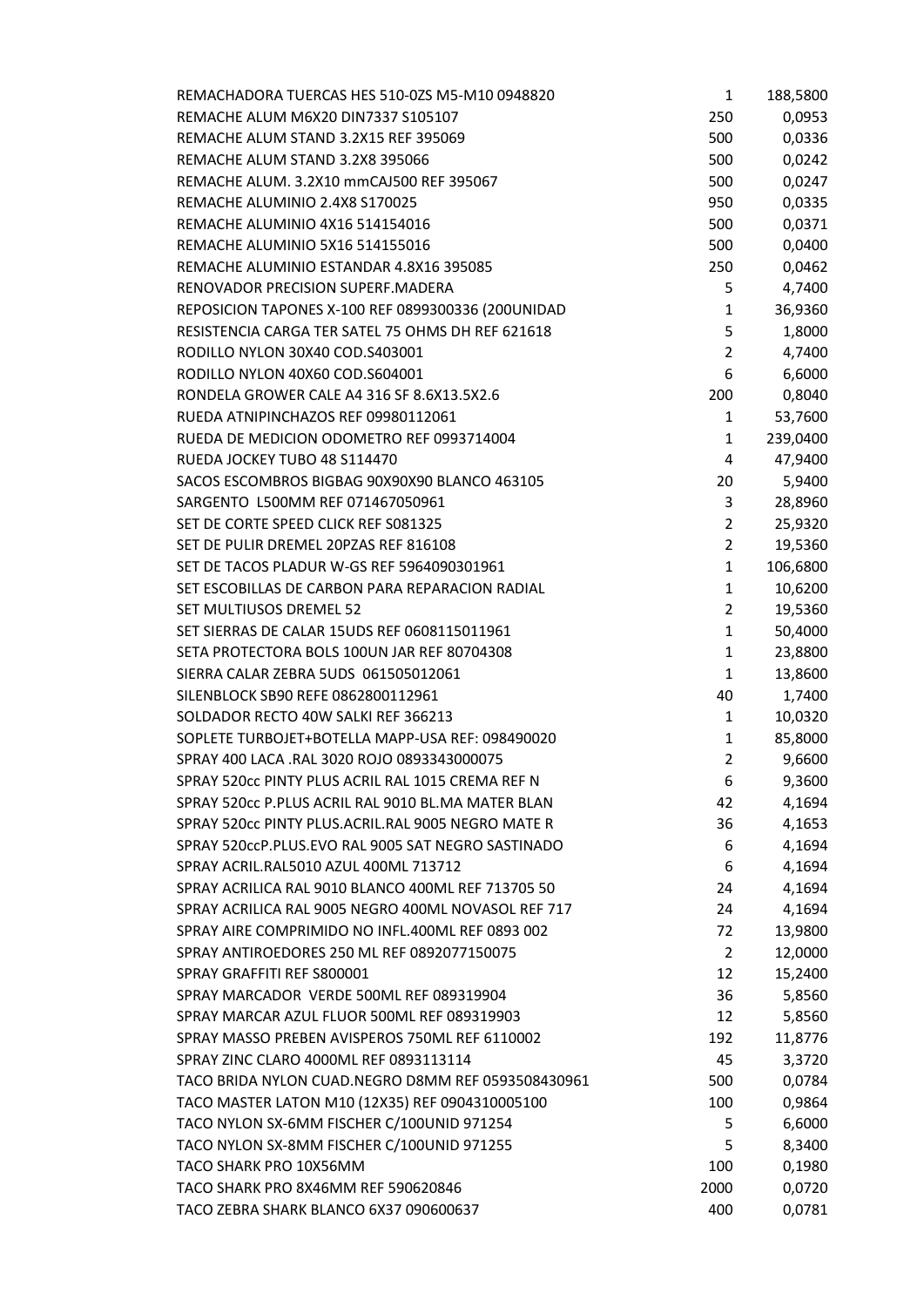| | | |
|---|---|---|
| REMACHADORA TUERCAS HES 510-0ZS M5-M10 0948820 | 1 | 188,5800 |
| REMACHE ALUM M6X20 DIN7337 S105107 | 250 | 0,0953 |
| REMACHE ALUM STAND 3.2X15 REF 395069 | 500 | 0,0336 |
| REMACHE ALUM STAND 3.2X8 395066 | 500 | 0,0242 |
| REMACHE ALUM. 3.2X10 mmCAJ500 REF 395067 | 500 | 0,0247 |
| REMACHE ALUMINIO 2.4X8 S170025 | 950 | 0,0335 |
| REMACHE ALUMINIO 4X16 514154016 | 500 | 0,0371 |
| REMACHE ALUMINIO 5X16 514155016 | 500 | 0,0400 |
| REMACHE ALUMINIO ESTANDAR 4.8X16 395085 | 250 | 0,0462 |
| RENOVADOR PRECISION SUPERF.MADERA | 5 | 4,7400 |
| REPOSICION TAPONES X-100 REF 0899300336 (200UNIDAD | 1 | 36,9360 |
| RESISTENCIA CARGA TER SATEL 75 OHMS DH REF 621618 | 5 | 1,8000 |
| RODILLO NYLON 30X40 COD.S403001 | 2 | 4,7400 |
| RODILLO NYLON 40X60 COD.S604001 | 6 | 6,6000 |
| RONDELA GROWER CALE A4 316 SF 8.6X13.5X2.6 | 200 | 0,8040 |
| RUEDA ATNIPINCHAZOS REF 09980112061 | 1 | 53,7600 |
| RUEDA DE MEDICION ODOMETRO REF 0993714004 | 1 | 239,0400 |
| RUEDA JOCKEY TUBO 48 S114470 | 4 | 47,9400 |
| SACOS ESCOMBROS BIGBAG 90X90X90 BLANCO 463105 | 20 | 5,9400 |
| SARGENTO L500MM REF 071467050961 | 3 | 28,8960 |
| SET DE CORTE SPEED CLICK REF S081325 | 2 | 25,9320 |
| SET DE PULIR DREMEL 20PZAS REF 816108 | 2 | 19,5360 |
| SET DE TACOS PLADUR W-GS REF 5964090301961 | 1 | 106,6800 |
| SET ESCOBILLAS DE CARBON PARA REPARACION RADIAL | 1 | 10,6200 |
| SET MULTIUSOS DREMEL 52 | 2 | 19,5360 |
| SET SIERRAS DE CALAR 15UDS REF 0608115011961 | 1 | 50,4000 |
| SETA PROTECTORA BOLS 100UN JAR REF 80704308 | 1 | 23,8800 |
| SIERRA CALAR ZEBRA 5UDS 061505012061 | 1 | 13,8600 |
| SILENBLOCK SB90 REFE 0862800112961 | 40 | 1,7400 |
| SOLDADOR RECTO 40W SALKI REF 366213 | 1 | 10,0320 |
| SOPLETE TURBOJET+BOTELLA MAPP-USA REF: 098490020 | 1 | 85,8000 |
| SPRAY 400 LACA .RAL 3020 ROJO 0893343000075 | 2 | 9,6600 |
| SPRAY 520cc PINTY PLUS ACRIL RAL 1015 CREMA REF N | 6 | 9,3600 |
| SPRAY 520cc P.PLUS ACRIL RAL 9010 BL.MA MATER BLAN | 42 | 4,1694 |
| SPRAY 520cc PINTY PLUS.ACRIL.RAL 9005 NEGRO MATE R | 36 | 4,1653 |
| SPRAY 520ccP.PLUS.EVO RAL 9005 SAT NEGRO SASTINADO | 6 | 4,1694 |
| SPRAY ACRIL.RAL5010 AZUL 400ML 713712 | 6 | 4,1694 |
| SPRAY ACRILICA RAL 9010 BLANCO 400ML REF 713705 50 | 24 | 4,1694 |
| SPRAY ACRILICA RAL 9005 NEGRO 400ML NOVASOL REF 717 | 24 | 4,1694 |
| SPRAY AIRE COMPRIMIDO NO INFL.400ML REF 0893 002 | 72 | 13,9800 |
| SPRAY ANTIROEDORES 250 ML REF 0892077150075 | 2 | 12,0000 |
| SPRAY GRAFFITI REF S800001 | 12 | 15,2400 |
| SPRAY MARCADOR VERDE 500ML REF 089319904 | 36 | 5,8560 |
| SPRAY MARCAR AZUL FLUOR 500ML REF 089319903 | 12 | 5,8560 |
| SPRAY MASSO PREBEN AVISPEROS 750ML REF 6110002 | 192 | 11,8776 |
| SPRAY ZINC CLARO 4000ML REF 0893113114 | 45 | 3,3720 |
| TACO BRIDA NYLON CUAD.NEGRO D8MM REF 0593508430961 | 500 | 0,0784 |
| TACO MASTER LATON M10 (12X35) REF 0904310005100 | 100 | 0,9864 |
| TACO NYLON SX-6MM FISCHER C/100UNID 971254 | 5 | 6,6000 |
| TACO NYLON SX-8MM FISCHER C/100UNID 971255 | 5 | 8,3400 |
| TACO SHARK PRO 10X56MM | 100 | 0,1980 |
| TACO SHARK PRO 8X46MM REF 590620846 | 2000 | 0,0720 |
| TACO ZEBRA SHARK BLANCO 6X37 090600637 | 400 | 0,0781 |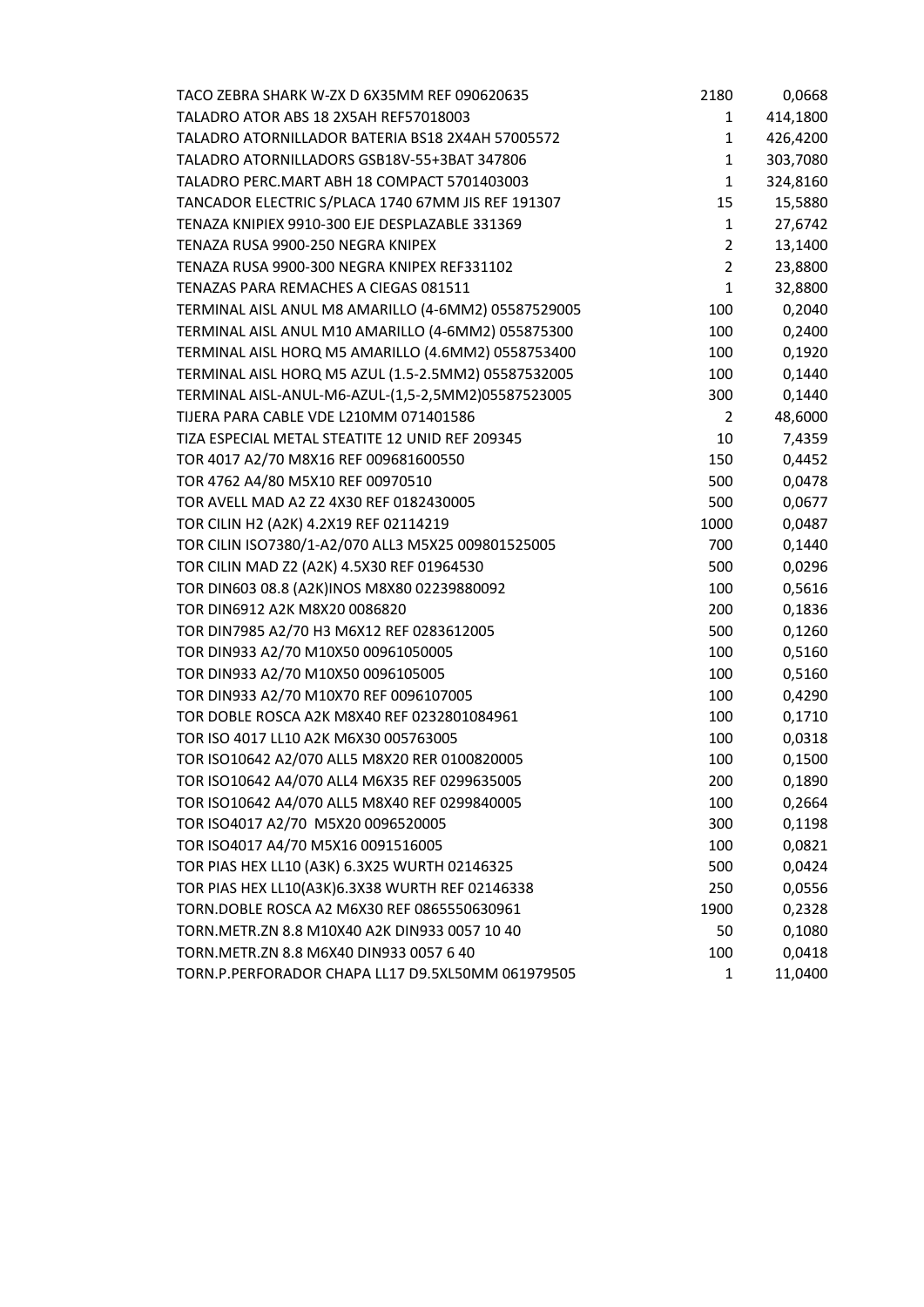| | | |
|---|---|---|
| TACO ZEBRA SHARK W-ZX D 6X35MM REF 090620635 | 2180 | 0,0668 |
| TALADRO ATOR ABS 18 2X5AH REF57018003 | 1 | 414,1800 |
| TALADRO ATORNILLADOR BATERIA BS18 2X4AH 57005572 | 1 | 426,4200 |
| TALADRO ATORNILLADORS GSB18V-55+3BAT 347806 | 1 | 303,7080 |
| TALADRO PERC.MART ABH 18 COMPACT 5701403003 | 1 | 324,8160 |
| TANCADOR ELECTRIC S/PLACA 1740 67MM JIS REF 191307 | 15 | 15,5880 |
| TENAZA KNIPIEX 9910-300 EJE DESPLAZABLE 331369 | 1 | 27,6742 |
| TENAZA RUSA 9900-250 NEGRA KNIPEX | 2 | 13,1400 |
| TENAZA RUSA 9900-300 NEGRA KNIPEX REF331102 | 2 | 23,8800 |
| TENAZAS PARA REMACHES A CIEGAS 081511 | 1 | 32,8800 |
| TERMINAL AISL ANUL M8 AMARILLO (4-6MM2) 05587529005 | 100 | 0,2040 |
| TERMINAL AISL ANUL M10 AMARILLO (4-6MM2) 055875300 | 100 | 0,2400 |
| TERMINAL AISL HORQ M5 AMARILLO (4.6MM2) 0558753400 | 100 | 0,1920 |
| TERMINAL AISL HORQ M5 AZUL (1.5-2.5MM2) 05587532005 | 100 | 0,1440 |
| TERMINAL AISL-ANUL-M6-AZUL-(1,5-2,5MM2)05587523005 | 300 | 0,1440 |
| TIJERA PARA CABLE VDE L210MM 071401586 | 2 | 48,6000 |
| TIZA ESPECIAL METAL STEATITE 12 UNID REF 209345 | 10 | 7,4359 |
| TOR 4017 A2/70 M8X16 REF 009681600550 | 150 | 0,4452 |
| TOR 4762 A4/80 M5X10 REF 00970510 | 500 | 0,0478 |
| TOR AVELL MAD A2 Z2 4X30 REF 0182430005 | 500 | 0,0677 |
| TOR CILIN H2 (A2K) 4.2X19 REF 02114219 | 1000 | 0,0487 |
| TOR CILIN ISO7380/1-A2/070 ALL3 M5X25 009801525005 | 700 | 0,1440 |
| TOR CILIN MAD Z2 (A2K) 4.5X30 REF 01964530 | 500 | 0,0296 |
| TOR DIN603 08.8 (A2K)INOS M8X80 02239880092 | 100 | 0,5616 |
| TOR DIN6912 A2K M8X20 0086820 | 200 | 0,1836 |
| TOR DIN7985 A2/70 H3 M6X12 REF 0283612005 | 500 | 0,1260 |
| TOR DIN933 A2/70 M10X50 00961050005 | 100 | 0,5160 |
| TOR DIN933 A2/70 M10X50 0096105005 | 100 | 0,5160 |
| TOR DIN933 A2/70 M10X70 REF 0096107005 | 100 | 0,4290 |
| TOR DOBLE ROSCA A2K M8X40 REF 0232801084961 | 100 | 0,1710 |
| TOR ISO 4017 LL10 A2K M6X30 005763005 | 100 | 0,0318 |
| TOR ISO10642 A2/070 ALL5 M8X20 RER 0100820005 | 100 | 0,1500 |
| TOR ISO10642 A4/070 ALL4 M6X35 REF 0299635005 | 200 | 0,1890 |
| TOR ISO10642 A4/070 ALL5 M8X40 REF 0299840005 | 100 | 0,2664 |
| TOR ISO4017 A2/70  M5X20 0096520005 | 300 | 0,1198 |
| TOR ISO4017 A4/70 M5X16 0091516005 | 100 | 0,0821 |
| TOR PIAS HEX LL10 (A3K) 6.3X25 WURTH 02146325 | 500 | 0,0424 |
| TOR PIAS HEX LL10(A3K)6.3X38 WURTH REF 02146338 | 250 | 0,0556 |
| TORN.DOBLE ROSCA A2 M6X30 REF 0865550630961 | 1900 | 0,2328 |
| TORN.METR.ZN 8.8 M10X40 A2K DIN933 0057 10 40 | 50 | 0,1080 |
| TORN.METR.ZN 8.8 M6X40 DIN933 0057 6 40 | 100 | 0,0418 |
| TORN.P.PERFORADOR CHAPA LL17 D9.5XL50MM 061979505 | 1 | 11,0400 |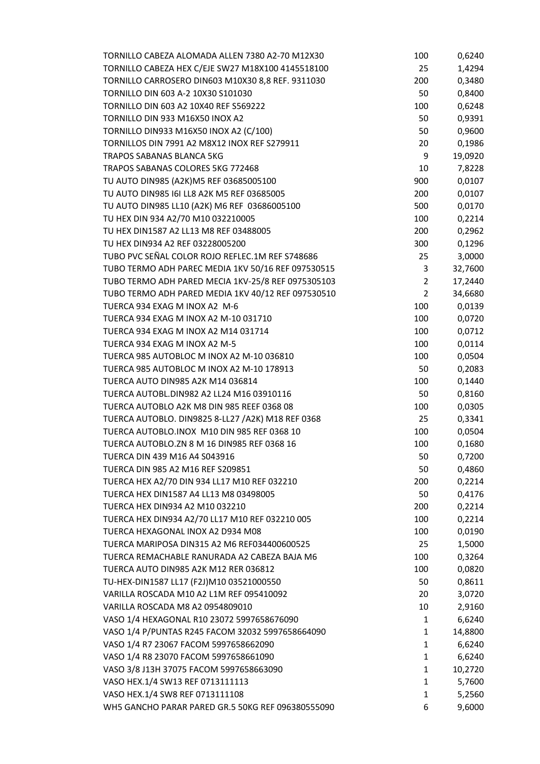| | | |
|---|---|---|
| TORNILLO CABEZA ALOMADA ALLEN 7380 A2-70 M12X30 | 100 | 0,6240 |
| TORNILLO CABEZA HEX C/EJE SW27 M18X100 4145518100 | 25 | 1,4294 |
| TORNILLO CARROSERO DIN603 M10X30 8,8 REF. 9311030 | 200 | 0,3480 |
| TORNILLO DIN 603 A-2 10X30 S101030 | 50 | 0,8400 |
| TORNILLO DIN 603 A2 10X40 REF S569222 | 100 | 0,6248 |
| TORNILLO DIN 933 M16X50 INOX A2 | 50 | 0,9391 |
| TORNILLO DIN933 M16X50 INOX A2 (C/100) | 50 | 0,9600 |
| TORNILLOS DIN 7991 A2 M8X12 INOX REF S279911 | 20 | 0,1986 |
| TRAPOS SABANAS BLANCA 5KG | 9 | 19,0920 |
| TRAPOS SABANAS COLORES 5KG 772468 | 10 | 7,8228 |
| TU AUTO DIN985 (A2K)M5 REF 03685005100 | 900 | 0,0107 |
| TU AUTO DIN985 I6I LL8 A2K M5 REF 03685005 | 200 | 0,0107 |
| TU AUTO DIN985 LL10 (A2K) M6 REF 03686005100 | 500 | 0,0170 |
| TU HEX DIN 934 A2/70 M10 032210005 | 100 | 0,2214 |
| TU HEX DIN1587 A2 LL13 M8 REF 03488005 | 200 | 0,2962 |
| TU HEX DIN934 A2 REF 03228005200 | 300 | 0,1296 |
| TUBO PVC SEÑAL COLOR ROJO REFLEC.1M REF S748686 | 25 | 3,0000 |
| TUBO TERMO ADH PAREC MEDIA 1KV 50/16 REF 097530515 | 3 | 32,7600 |
| TUBO TERMO ADH PARED MECIA 1KV-25/8 REF 0975305103 | 2 | 17,2440 |
| TUBO TERMO ADH PARED MEDIA 1KV 40/12 REF 097530510 | 2 | 34,6680 |
| TUERCA 934 EXAG M INOX A2 M-6 | 100 | 0,0139 |
| TUERCA 934 EXAG M INOX A2 M-10 031710 | 100 | 0,0720 |
| TUERCA 934 EXAG M INOX A2 M14 031714 | 100 | 0,0712 |
| TUERCA 934 EXAG M INOX A2 M-5 | 100 | 0,0114 |
| TUERCA 985 AUTOBLOC M INOX A2 M-10 036810 | 100 | 0,0504 |
| TUERCA 985 AUTOBLOC M INOX A2 M-10 178913 | 50 | 0,2083 |
| TUERCA AUTO DIN985 A2K M14 036814 | 100 | 0,1440 |
| TUERCA AUTOBL.DIN982 A2 LL24 M16 03910116 | 50 | 0,8160 |
| TUERCA AUTOBLO A2K M8 DIN 985 REEF 0368 08 | 100 | 0,0305 |
| TUERCA AUTOBLO. DIN9825 8-LL27 /A2K) M18 REF 0368 | 25 | 0,3341 |
| TUERCA AUTOBLO.INOX M10 DIN 985 REF 0368 10 | 100 | 0,0504 |
| TUERCA AUTOBLO.ZN 8 M 16 DIN985 REF 0368 16 | 100 | 0,1680 |
| TUERCA DIN 439 M16 A4 S043916 | 50 | 0,7200 |
| TUERCA DIN 985 A2 M16 REF S209851 | 50 | 0,4860 |
| TUERCA HEX A2/70 DIN 934 LL17 M10 REF 032210 | 200 | 0,2214 |
| TUERCA HEX DIN1587 A4 LL13 M8 03498005 | 50 | 0,4176 |
| TUERCA HEX DIN934 A2 M10 032210 | 200 | 0,2214 |
| TUERCA HEX DIN934 A2/70 LL17 M10 REF 032210 005 | 100 | 0,2214 |
| TUERCA HEXAGONAL INOX A2 D934 M08 | 100 | 0,0190 |
| TUERCA MARIPOSA DIN315 A2 M6 REF034400600525 | 25 | 1,5000 |
| TUERCA REMACHABLE RANURADA A2 CABEZA BAJA M6 | 100 | 0,3264 |
| TUERCA AUTO DIN985 A2K M12 RER 036812 | 100 | 0,0820 |
| TU-HEX-DIN1587 LL17 (F2J)M10 03521000550 | 50 | 0,8611 |
| VARILLA ROSCADA M10 A2 L1M REF 095410092 | 20 | 3,0720 |
| VARILLA ROSCADA M8 A2 0954809010 | 10 | 2,9160 |
| VASO 1/4 HEXAGONAL R10 23072 5997658676090 | 1 | 6,6240 |
| VASO 1/4 P/PUNTAS R245 FACOM 32032 5997658664090 | 1 | 14,8800 |
| VASO 1/4 R7 23067 FACOM 5997658662090 | 1 | 6,6240 |
| VASO 1/4 R8 23070 FACOM 5997658661090 | 1 | 6,6240 |
| VASO 3/8 J13H 37075 FACOM 5997658663090 | 1 | 10,2720 |
| VASO HEX.1/4 SW13 REF 0713111113 | 1 | 5,7600 |
| VASO HEX.1/4 SW8 REF 0713111108 | 1 | 5,2560 |
| WH5 GANCHO PARAR PARED GR.5 50KG REF 096380555090 | 6 | 9,6000 |